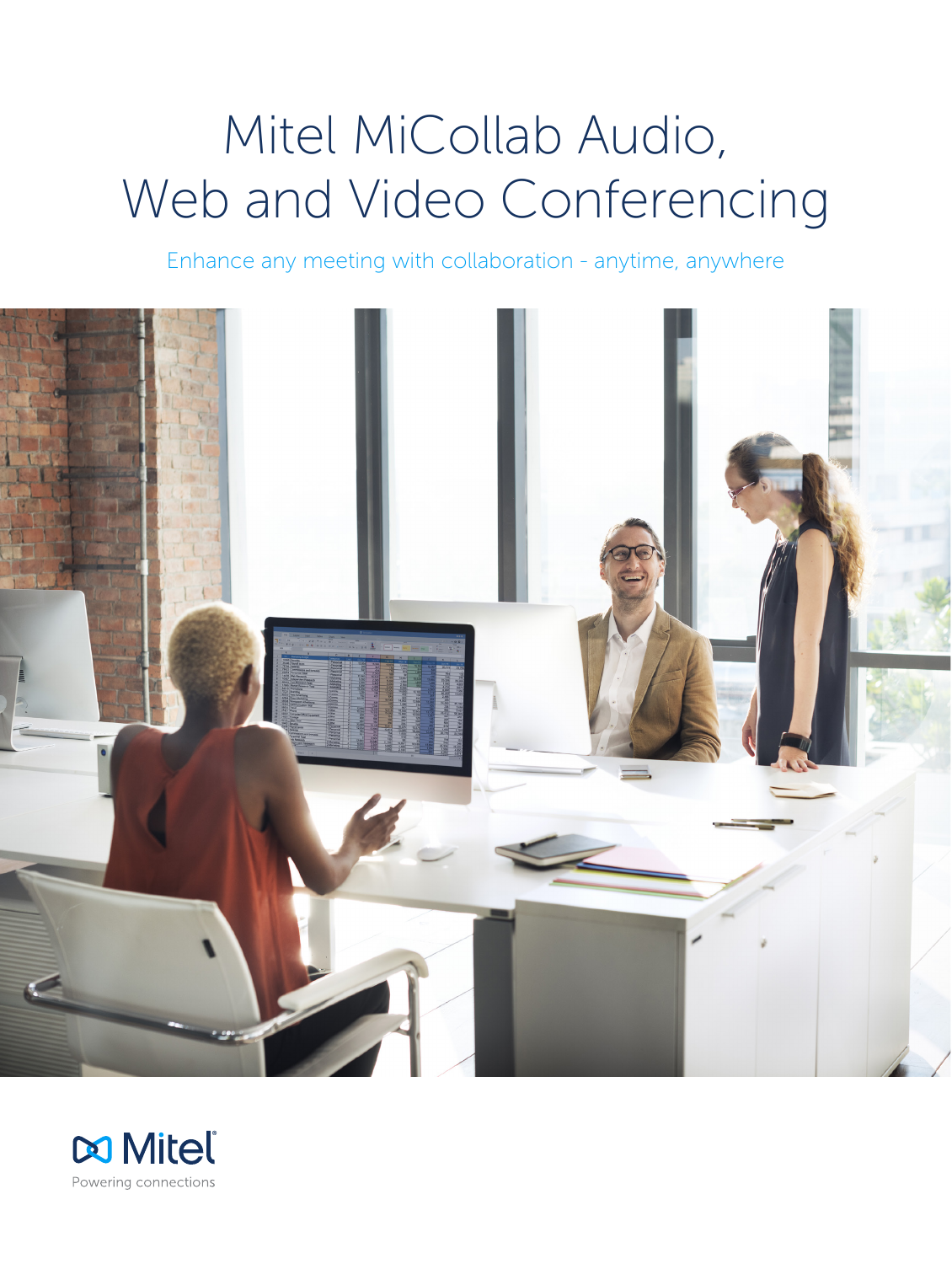# Mitel MiCollab Audio, Web and Video Conferencing

Enhance any meeting with collaboration - anytime, anywhere

Mitel

Powering connections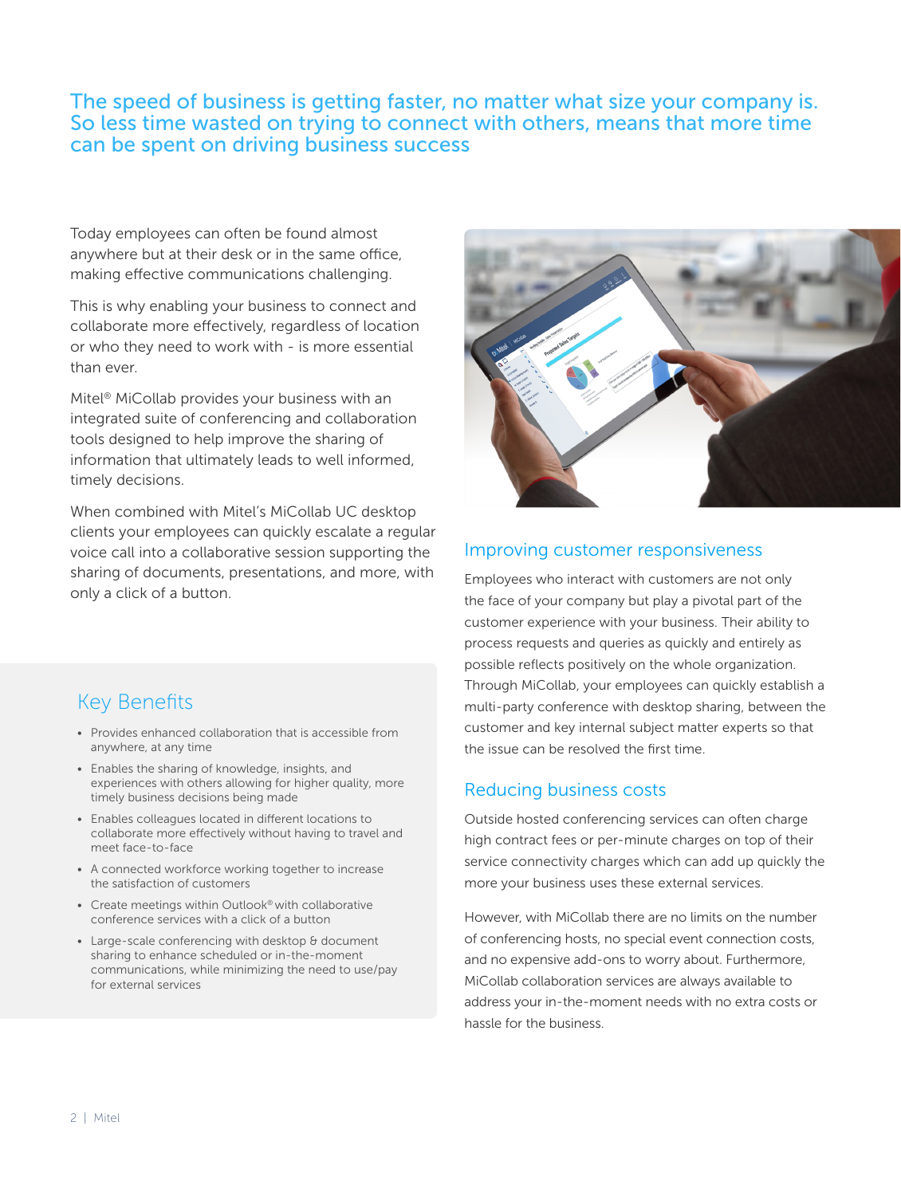## The speed of business is getting faster, no matter what size your company is. So less time wasted on trying to connect with others, means that more time can be spent on driving business success

Today employees can often be found almost anywhere but at their desk or in the same office, making effective communications challenging.

This is why enabling your business to connect and collaborate more effectively, regardless of location or who they need to work with - is more essential than ever.

Mitel® MiCollab provides your business with an integrated suite of conferencing and collaboration tools designed to help improve the sharing of information that ultimately leads to well informed, timely decisions.

When combined with Mitel's MiCollab UC desktop clients your employees can quickly escalate a regular voice call into a collaborative session supporting the sharing of documents, presentations, and more, with only a click of a button.

### Key Benefits

- Provides enhanced collaboration that is accessible from anywhere, at any time
- Enables the sharing of knowledge, insights, and experiences with others allowing for higher quality, more timely business decisions being made
- Enables colleagues located in different locations to collaborate more effectively without having to travel and meet face-to-face
- A connected workforce working together to increase the satisfaction of customers
- Create meetings within Outlook® with collaborative conference services with a click of a button
- Large-scale conferencing with desktop & document sharing to enhance scheduled or in-the-moment communications, while minimizing the need to use/pay for external services

### Improving customer responsiveness

Employees who interact with customers are not only the face of your company but play a pivotal part of the customer experience with your business. Their ability to process requests and queries as quickly and entirely as possible reflects positively on the whole organization. Through MiCollab, your employees can quickly establish a multi-party conference with desktop sharing, between the customer and key internal subject matter experts so that the issue can be resolved the first time.

### Reducing business costs

Outside hosted conferencing services can often charge high contract fees or per-minute charges on top of their service connectivity charges which can add up quickly the more your business uses these external services.

However, with MiCollab there are no limits on the number of conferencing hosts, no special event connection costs, and no expensive add-ons to worry about. Furthermore, MiCollab collaboration services are always available to address your in-the-moment needs with no extra costs or hassle for the business.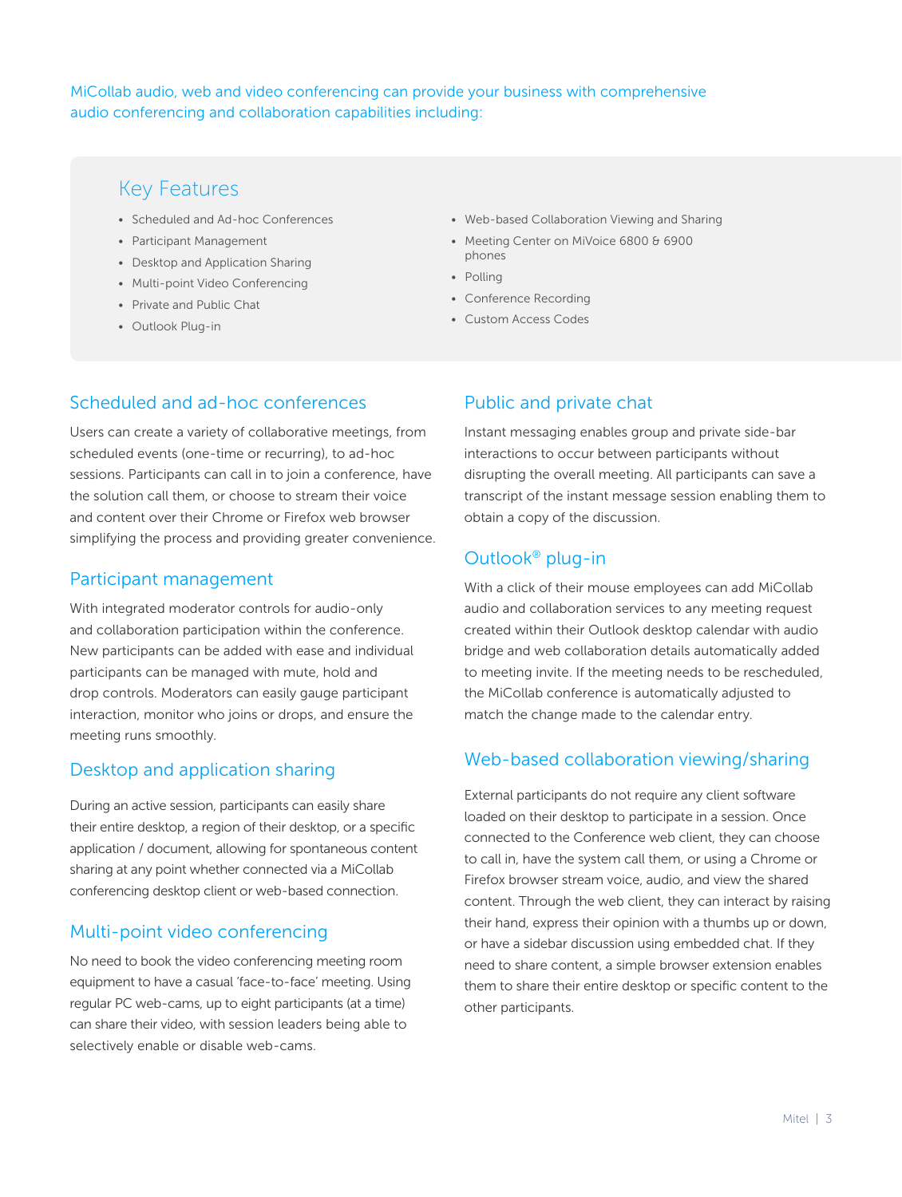MiCollab audio, web and video conferencing can provide your business with comprehensive audio conferencing and collaboration capabilities including:

## Key Features

- Scheduled and Ad-hoc Conferences
- Participant Management
- Desktop and Application Sharing
- Multi-point Video Conferencing
- Private and Public Chat
- Outlook Plug-in
- Web-based Collaboration Viewing and Sharing
- Meeting Center on MiVoice 6800 & 6900 phones
- Polling
- Conference Recording
- Custom Access Codes

### Scheduled and ad-hoc conferences

Users can create a variety of collaborative meetings, from scheduled events (one-time or recurring), to ad-hoc sessions. Participants can call in to join a conference, have the solution call them, or choose to stream their voice and content over their Chrome or Firefox web browser simplifying the process and providing greater convenience.

### Participant management

With integrated moderator controls for audio-only and collaboration participation within the conference. New participants can be added with ease and individual participants can be managed with mute, hold and drop controls. Moderators can easily gauge participant interaction, monitor who joins or drops, and ensure the meeting runs smoothly.

### Desktop and application sharing

During an active session, participants can easily share their entire desktop, a region of their desktop, or a specific application / document, allowing for spontaneous content sharing at any point whether connected via a MiCollab conferencing desktop client or web-based connection.

### Multi-point video conferencing

No need to book the video conferencing meeting room equipment to have a casual 'face-to-face' meeting. Using regular PC web-cams, up to eight participants (at a time) can share their video, with session leaders being able to selectively enable or disable web-cams.

### Public and private chat

Instant messaging enables group and private side-bar interactions to occur between participants without disrupting the overall meeting. All participants can save a transcript of the instant message session enabling them to obtain a copy of the discussion.

### Outlook® plug-in

With a click of their mouse employees can add MiCollab audio and collaboration services to any meeting request created within their Outlook desktop calendar with audio bridge and web collaboration details automatically added to meeting invite. If the meeting needs to be rescheduled, the MiCollab conference is automatically adjusted to match the change made to the calendar entry.

### Web-based collaboration viewing/sharing

External participants do not require any client software loaded on their desktop to participate in a session. Once connected to the Conference web client, they can choose to call in, have the system call them, or using a Chrome or Firefox browser stream voice, audio, and view the shared content. Through the web client, they can interact by raising their hand, express their opinion with a thumbs up or down, or have a sidebar discussion using embedded chat. If they need to share content, a simple browser extension enables them to share their entire desktop or specific content to the other participants.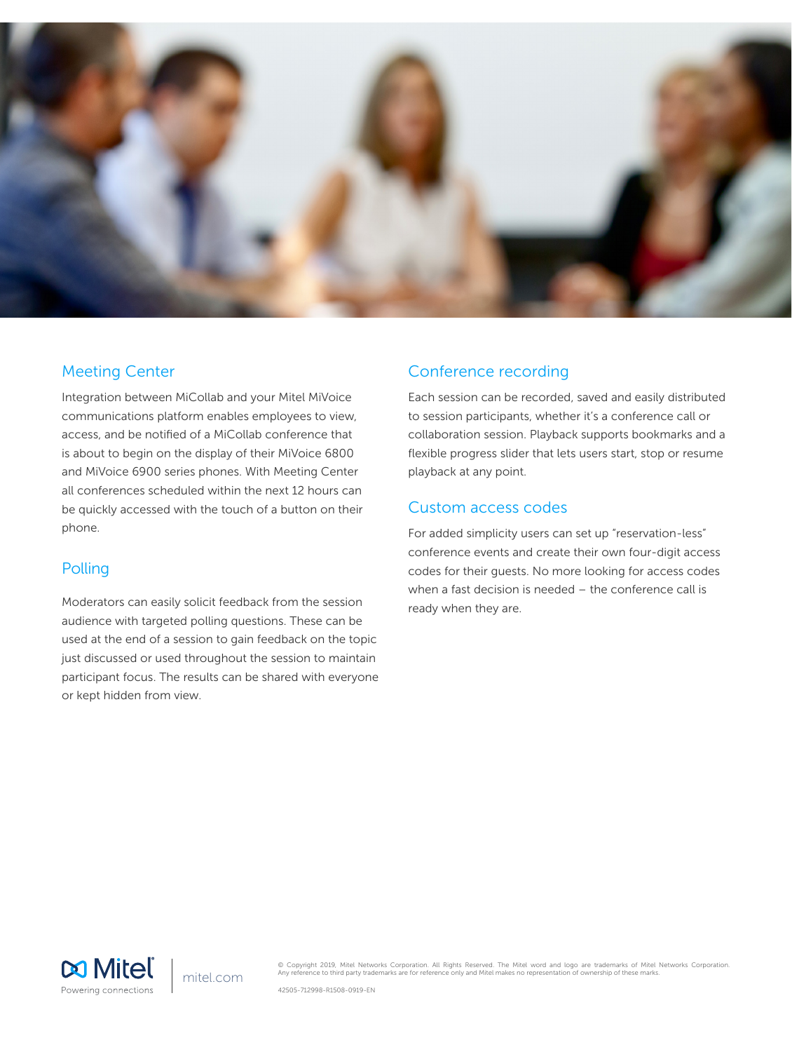## Meeting Center

Integration between MiCollab and your Mitel MiVoice communications platform enables employees to view, access, and be notified of a MiCollab conference that is about to begin on the display of their MiVoice 6800 and MiVoice 6900 series phones. With Meeting Center all conferences scheduled within the next 12 hours can be quickly accessed with the touch of a button on their phone.

## Polling

Moderators can easily solicit feedback from the session audience with targeted polling questions. These can be used at the end of a session to gain feedback on the topic just discussed or used throughout the session to maintain participant focus. The results can be shared with everyone or kept hidden from view.

## Conference recording

Each session can be recorded, saved and easily distributed to session participants, whether it's a conference call or collaboration session. Playback supports bookmarks and a flexible progress slider that lets users start, stop or resume playback at any point.

## Custom access codes

For added simplicity users can set up "reservation-less" conference events and create their own four-digit access codes for their guests. No more looking for access codes when a fast decision is needed – the conference call is ready when they are.

Mitel
Powering connections

mitel.com

© Copyright 2019, Mitel Networks Corporation. All Rights Reserved. The Mitel word and logo are trademarks of Mitel Networks Corporation. Any reference to third party trademarks are for reference only and Mitel makes no representation of ownership of these marks.

42505-712998-R1508-0919-EN